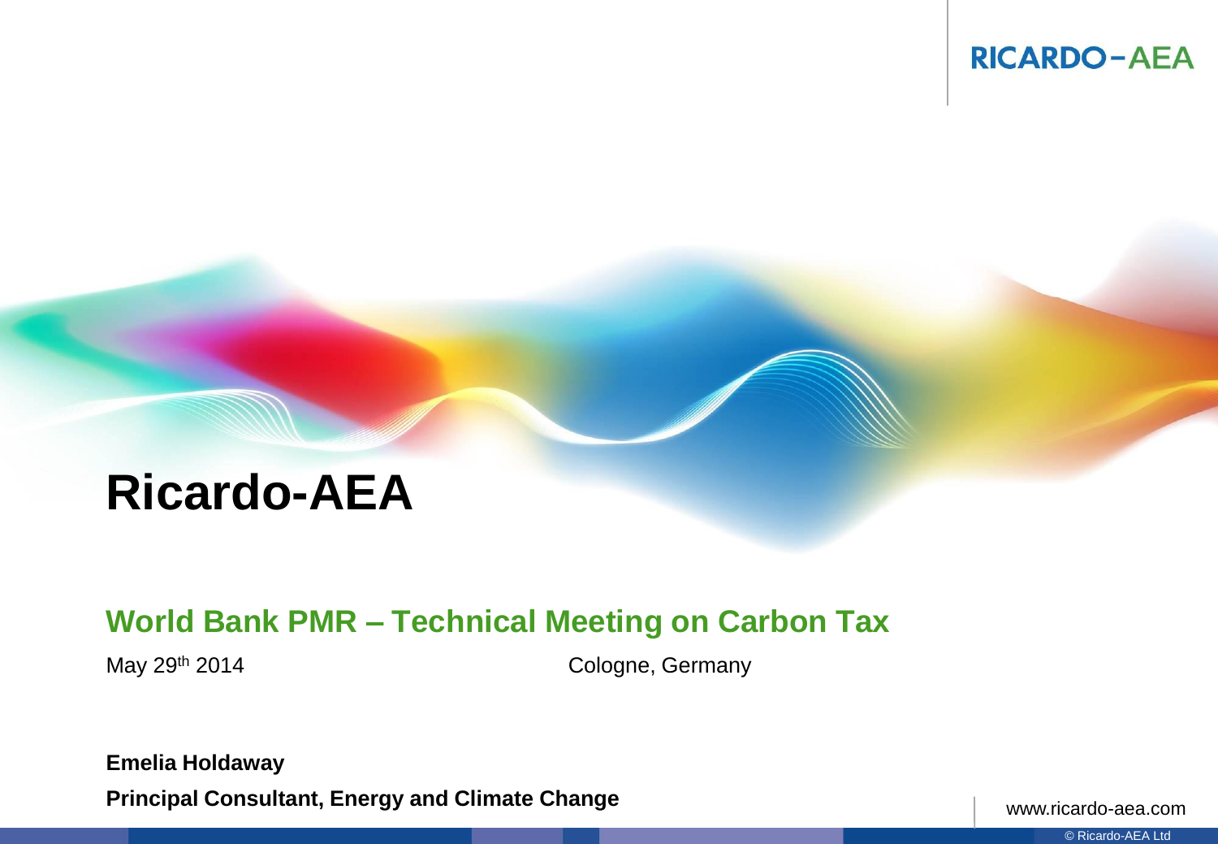# Ricardo-AEA

## World Bank PMR – Technical Meeting on Carbon Tax

May 29th 2014

Cologne, Germany

**Emelia Holdaway**

**Principal Consultant, Energy and Climate Change**

www.ricardo-aea.com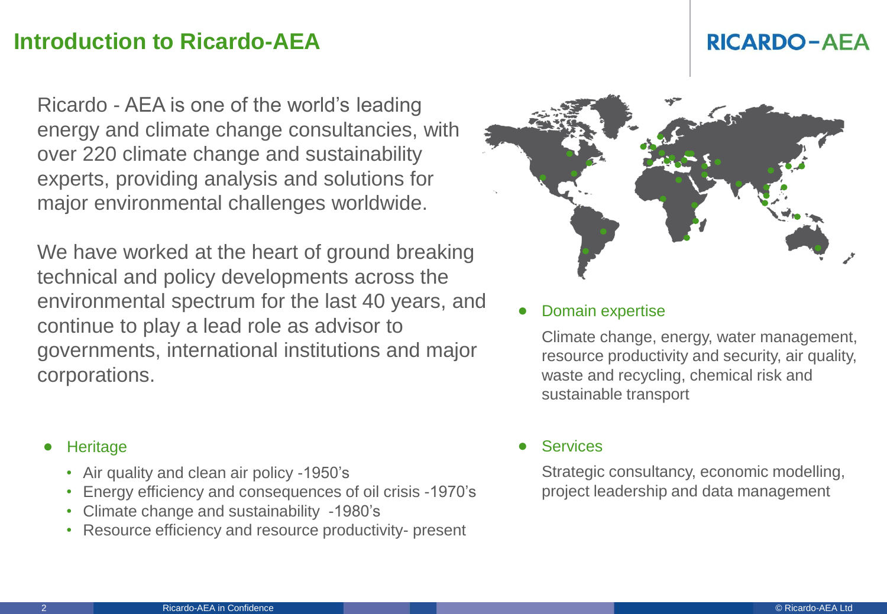# Introduction to Ricardo-AEA

Ricardo - AEA is one of the world's leading energy and climate change consultancies, with over 220 climate change and sustainability experts, providing analysis and solutions for major environmental challenges worldwide.

We have worked at the heart of ground breaking technical and policy developments across the environmental spectrum for the last 40 years, and continue to play a lead role as advisor to governments, international institutions and major corporations.

- Heritage
  - Air quality and clean air policy -1950's
  - Energy efficiency and consequences of oil crisis -1970's
  - Climate change and sustainability -1980's
  - Resource efficiency and resource productivity- present

- Domain expertise

  Climate change, energy, water management, resource productivity and security, air quality, waste and recycling, chemical risk and sustainable transport

- Services

  Strategic consultancy, economic modelling, project leadership and data management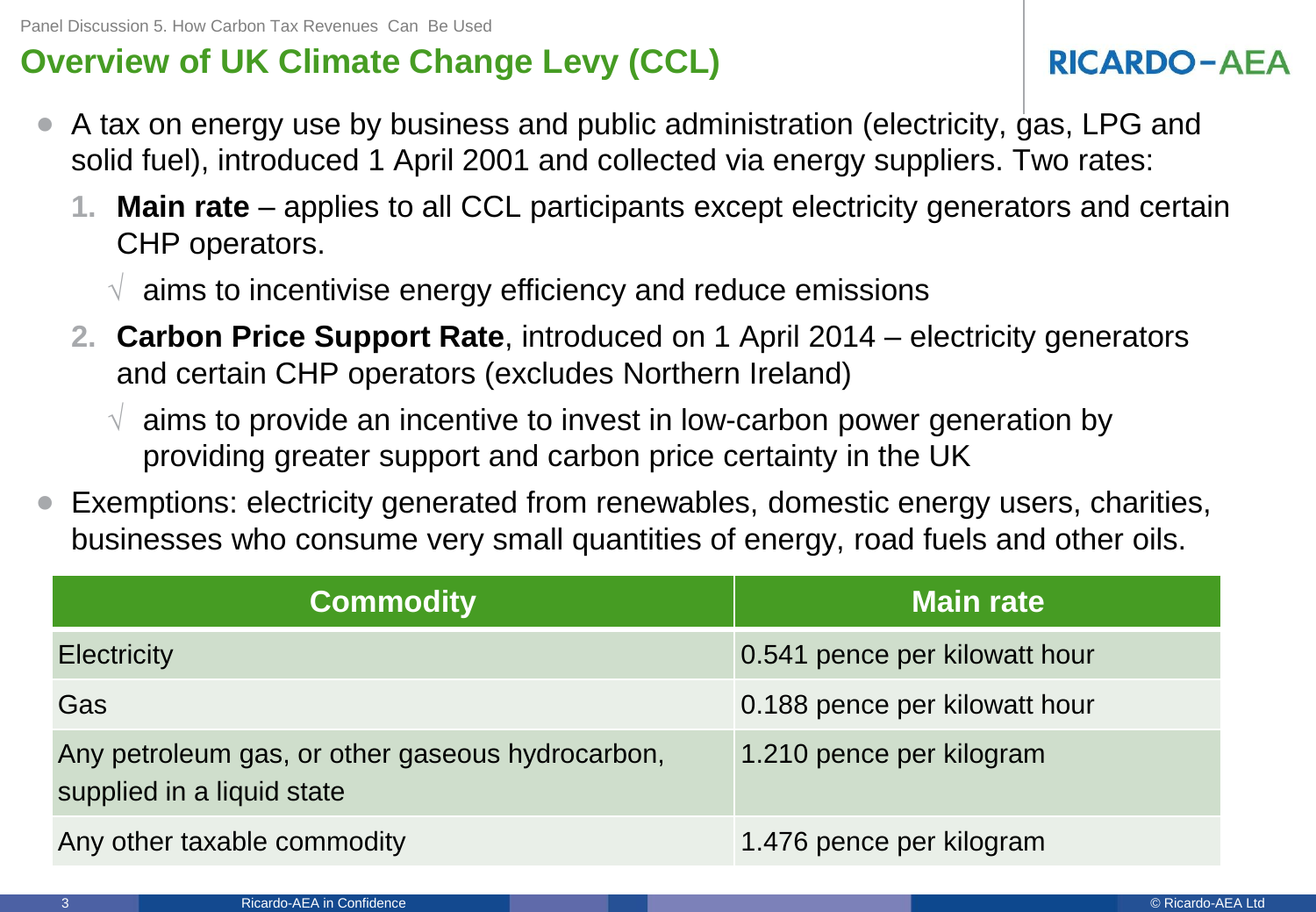# Overview of UK Climate Change Levy (CCL)

- A tax on energy use by business and public administration (electricity, gas, LPG and solid fuel), introduced 1 April 2001 and collected via energy suppliers. Two rates:
  1. **Main rate** – applies to all CCL participants except electricity generators and certain CHP operators.
     - √ aims to incentivise energy efficiency and reduce emissions
  2. **Carbon Price Support Rate**, introduced on 1 April 2014 – electricity generators and certain CHP operators (excludes Northern Ireland)
     - √ aims to provide an incentive to invest in low-carbon power generation by providing greater support and carbon price certainty in the UK
- Exemptions: electricity generated from renewables, domestic energy users, charities, businesses who consume very small quantities of energy, road fuels and other oils.

| Commodity | Main rate |
|---|---|
| Electricity | 0.541 pence per kilowatt hour |
| Gas | 0.188 pence per kilowatt hour |
| Any petroleum gas, or other gaseous hydrocarbon, supplied in a liquid state | 1.210 pence per kilogram |
| Any other taxable commodity | 1.476 pence per kilogram |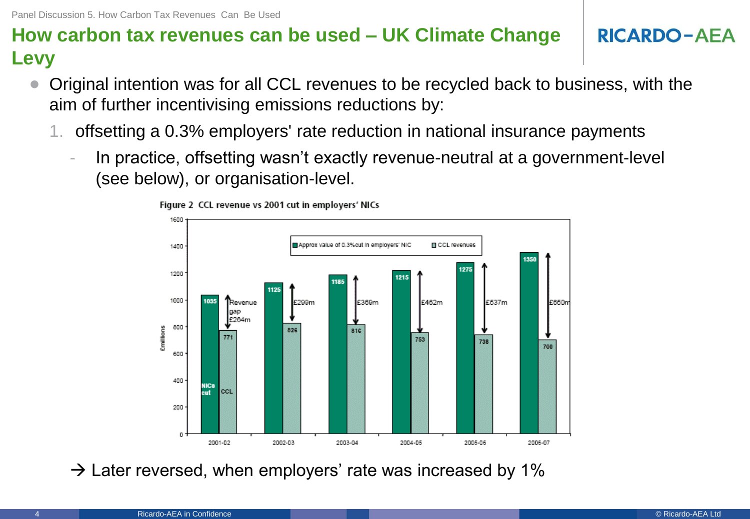# How carbon tax revenues can be used – UK Climate Change Levy

- Original intention was for all CCL revenues to be recycled back to business, with the aim of further incentivising emissions reductions by:
  1. offsetting a 0.3% employers' rate reduction in national insurance payments
     - In practice, offsetting wasn't exactly revenue-neutral at a government-level (see below), or organisation-level.

Figure 2 CCL revenue vs 2001 cut in employers' NICs

| Year | Approx value of 0.3% cut in employers' NIC (£millions) | CCL revenues (£millions) | Revenue gap |
|---|---|---|---|
| 2001-02 | 1035 | 771 | £264m |
| 2002-03 | 1125 | 826 | £299m |
| 2003-04 | 1185 | 816 | £369m |
| 2004-05 | 1215 | 753 | £462m |
| 2005-06 | 1275 | 738 | £537m |
| 2006-07 | 1350 | 700 | £650m |

→ Later reversed, when employers' rate was increased by 1%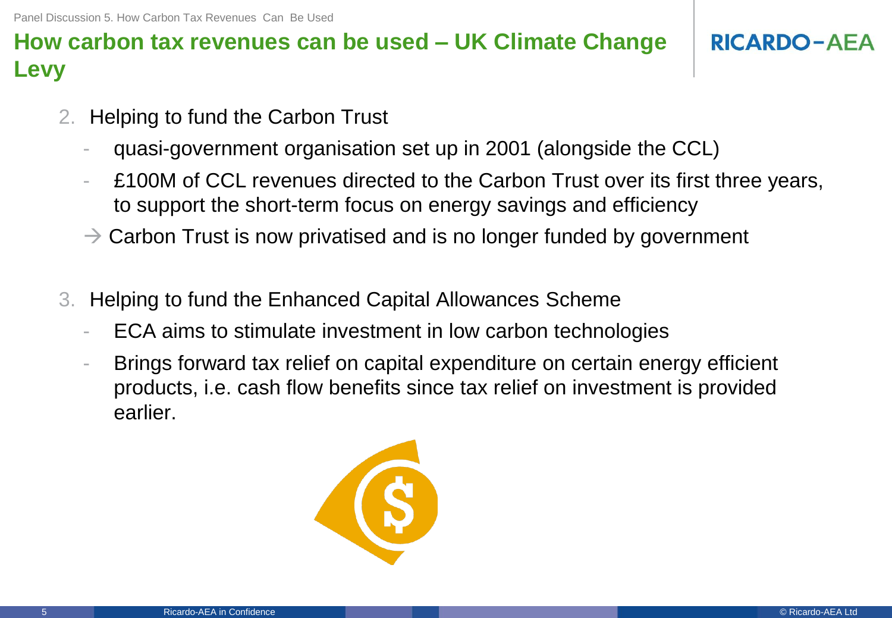# How carbon tax revenues can be used – UK Climate Change Levy

2. Helping to fund the Carbon Trust
   - quasi-government organisation set up in 2001 (alongside the CCL)
   - £100M of CCL revenues directed to the Carbon Trust over its first three years, to support the short-term focus on energy savings and efficiency

   → Carbon Trust is now privatised and is no longer funded by government

3. Helping to fund the Enhanced Capital Allowances Scheme
   - ECA aims to stimulate investment in low carbon technologies
   - Brings forward tax relief on capital expenditure on certain energy efficient products, i.e. cash flow benefits since tax relief on investment is provided earlier.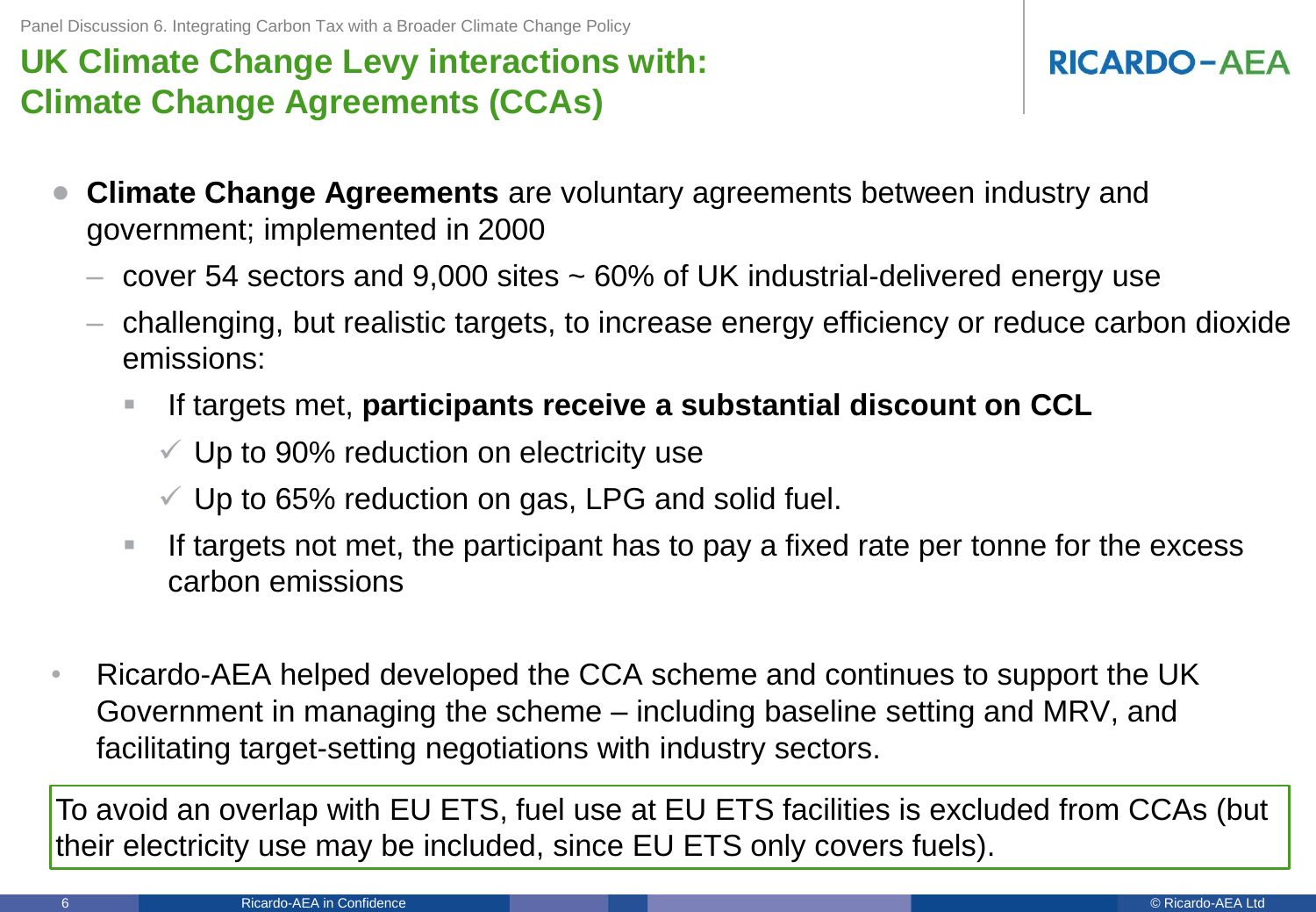# UK Climate Change Levy interactions with: Climate Change Agreements (CCAs)

- **Climate Change Agreements** are voluntary agreements between industry and government; implemented in 2000
  - cover 54 sectors and 9,000 sites ~ 60% of UK industrial-delivered energy use
  - challenging, but realistic targets, to increase energy efficiency or reduce carbon dioxide emissions:
    - If targets met, **participants receive a substantial discount on CCL**
      - ✓ Up to 90% reduction on electricity use
      - ✓ Up to 65% reduction on gas, LPG and solid fuel.
    - If targets not met, the participant has to pay a fixed rate per tonne for the excess carbon emissions

- Ricardo-AEA helped developed the CCA scheme and continues to support the UK Government in managing the scheme – including baseline setting and MRV, and facilitating target-setting negotiations with industry sectors.

To avoid an overlap with EU ETS, fuel use at EU ETS facilities is excluded from CCAs (but their electricity use may be included, since EU ETS only covers fuels).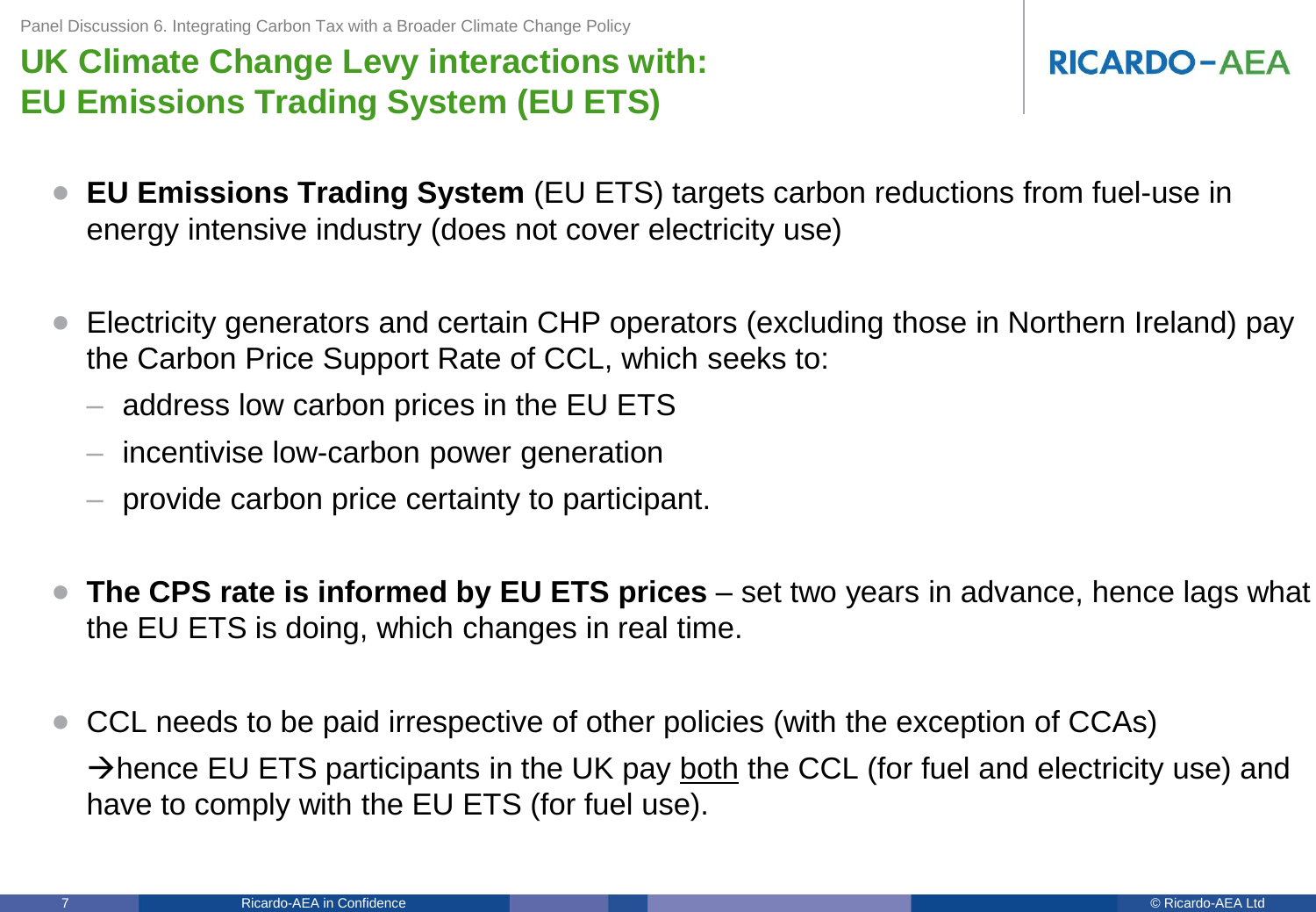# UK Climate Change Levy interactions with: EU Emissions Trading System (EU ETS)

- **EU Emissions Trading System** (EU ETS) targets carbon reductions from fuel-use in energy intensive industry (does not cover electricity use)

- Electricity generators and certain CHP operators (excluding those in Northern Ireland) pay the Carbon Price Support Rate of CCL, which seeks to:
  - address low carbon prices in the EU ETS
  - incentivise low-carbon power generation
  - provide carbon price certainty to participant.

- **The CPS rate is informed by EU ETS prices** – set two years in advance, hence lags what the EU ETS is doing, which changes in real time.

- CCL needs to be paid irrespective of other policies (with the exception of CCAs)

  →hence EU ETS participants in the UK pay <u>both</u> the CCL (for fuel and electricity use) and have to comply with the EU ETS (for fuel use).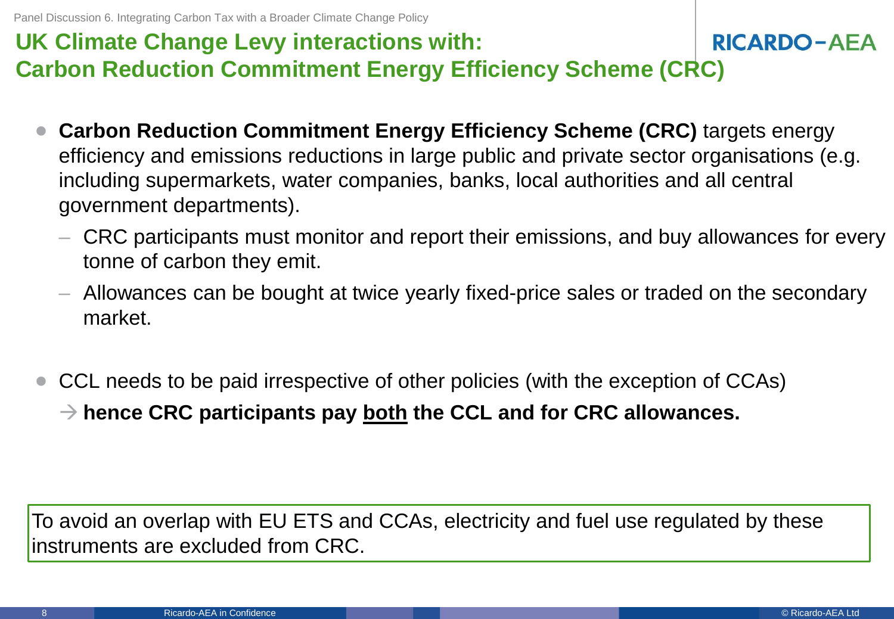# UK Climate Change Levy interactions with: Carbon Reduction Commitment Energy Efficiency Scheme (CRC)

- **Carbon Reduction Commitment Energy Efficiency Scheme (CRC)** targets energy efficiency and emissions reductions in large public and private sector organisations (e.g. including supermarkets, water companies, banks, local authorities and all central government departments).
  - CRC participants must monitor and report their emissions, and buy allowances for every tonne of carbon they emit.
  - Allowances can be bought at twice yearly fixed-price sales or traded on the secondary market.

- CCL needs to be paid irrespective of other policies (with the exception of CCAs)
  → **hence CRC participants pay <u>both</u> the CCL and for CRC allowances.**

To avoid an overlap with EU ETS and CCAs, electricity and fuel use regulated by these instruments are excluded from CRC.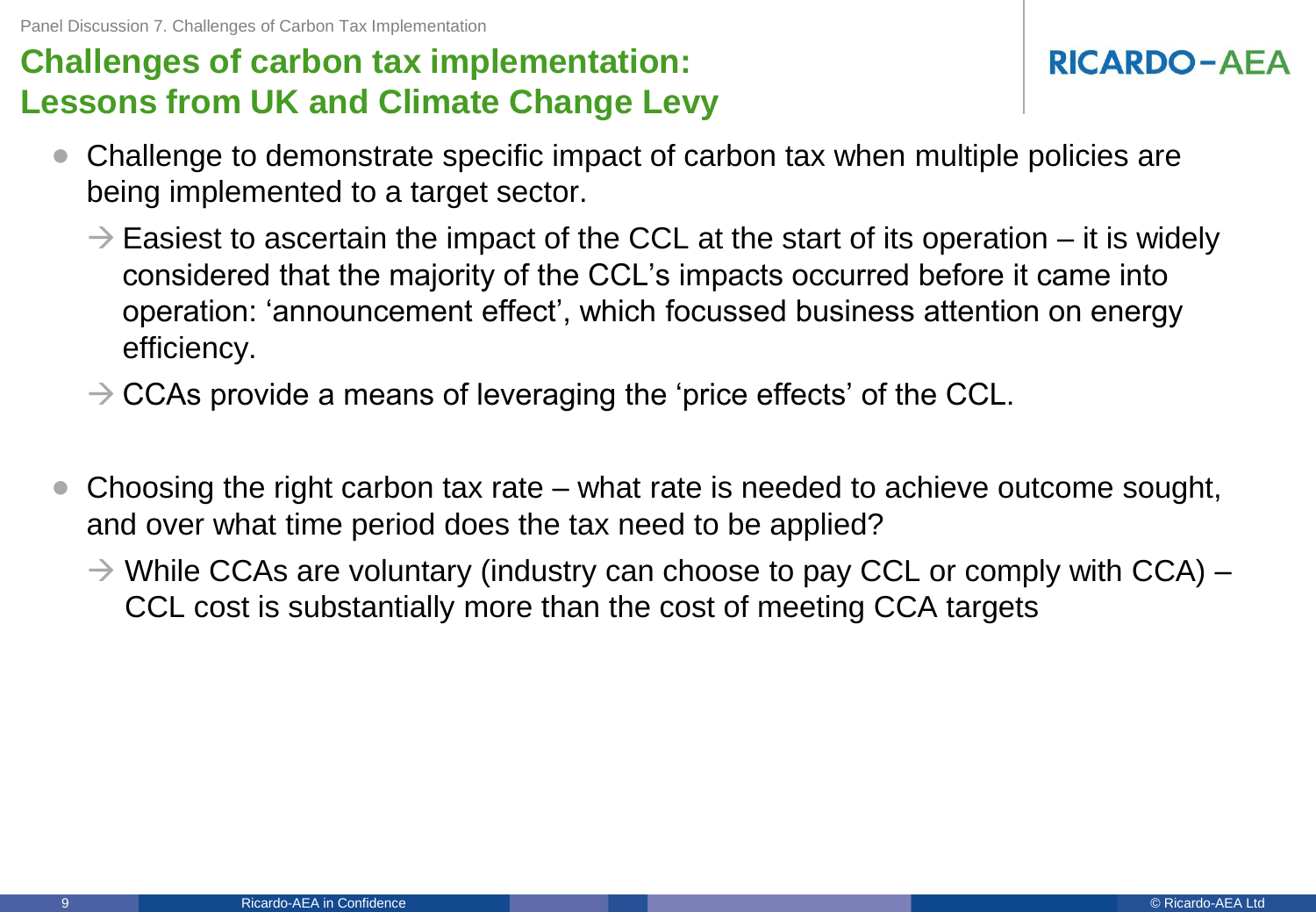# Challenges of carbon tax implementation: Lessons from UK and Climate Change Levy

- Challenge to demonstrate specific impact of carbon tax when multiple policies are being implemented to a target sector.
  - → Easiest to ascertain the impact of the CCL at the start of its operation – it is widely considered that the majority of the CCL's impacts occurred before it came into operation: 'announcement effect', which focussed business attention on energy efficiency.
  - → CCAs provide a means of leveraging the 'price effects' of the CCL.

- Choosing the right carbon tax rate – what rate is needed to achieve outcome sought, and over what time period does the tax need to be applied?
  - → While CCAs are voluntary (industry can choose to pay CCL or comply with CCA) – CCL cost is substantially more than the cost of meeting CCA targets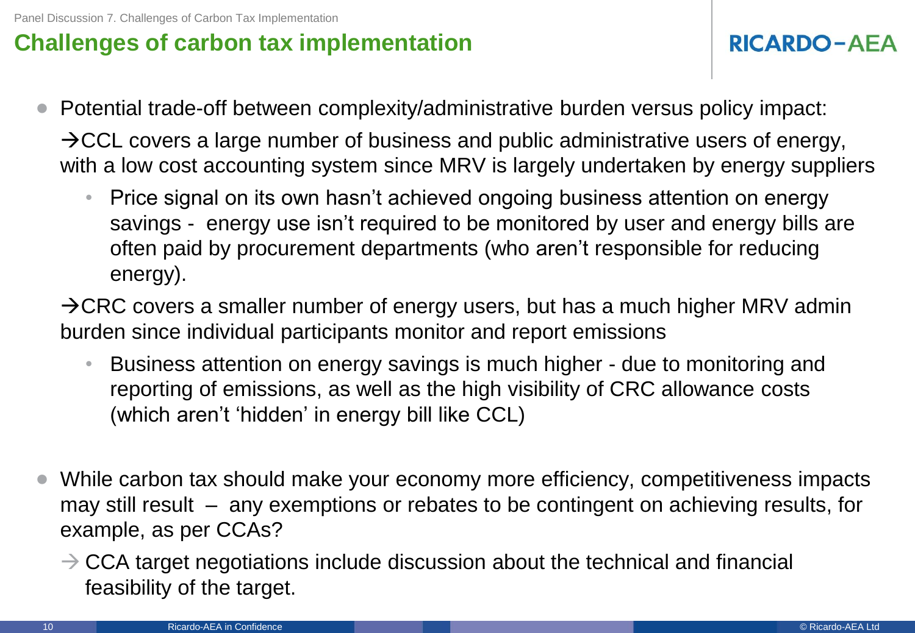# Challenges of carbon tax implementation

- Potential trade-off between complexity/administrative burden versus policy impact:

  →CCL covers a large number of business and public administrative users of energy, with a low cost accounting system since MRV is largely undertaken by energy suppliers

  - Price signal on its own hasn't achieved ongoing business attention on energy savings - energy use isn't required to be monitored by user and energy bills are often paid by procurement departments (who aren't responsible for reducing energy).

  →CRC covers a smaller number of energy users, but has a much higher MRV admin burden since individual participants monitor and report emissions

  - Business attention on energy savings is much higher - due to monitoring and reporting of emissions, as well as the high visibility of CRC allowance costs (which aren't 'hidden' in energy bill like CCL)

- While carbon tax should make your economy more efficiency, competitiveness impacts may still result – any exemptions or rebates to be contingent on achieving results, for example, as per CCAs?

  → CCA target negotiations include discussion about the technical and financial feasibility of the target.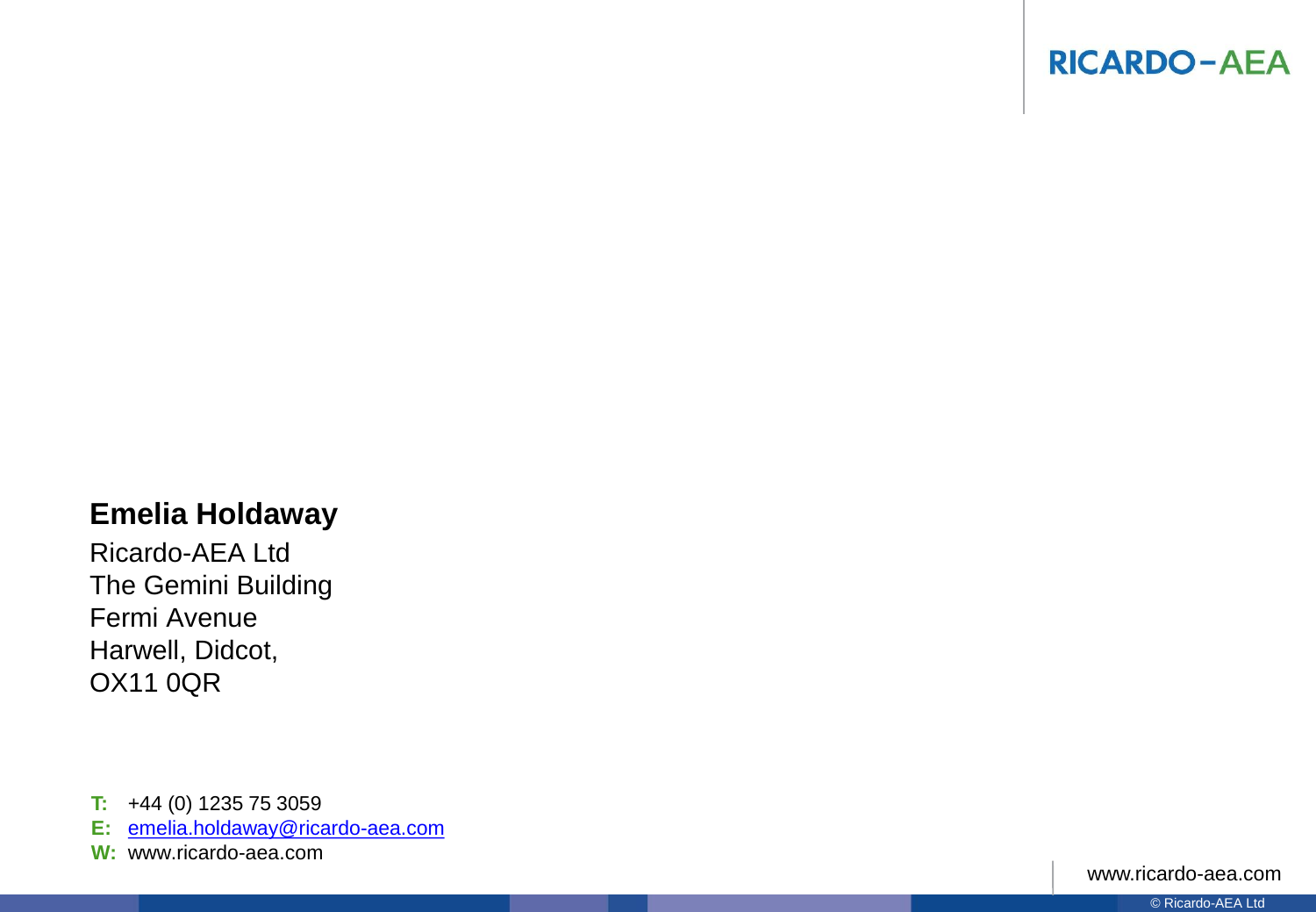RICARDO-AEA

**Emelia Holdaway**

Ricardo-AEA Ltd
The Gemini Building
Fermi Avenue
Harwell, Didcot,
OX11 0QR

**T:** +44 (0) 1235 75 3059
**E:** emelia.holdaway@ricardo-aea.com
**W:** www.ricardo-aea.com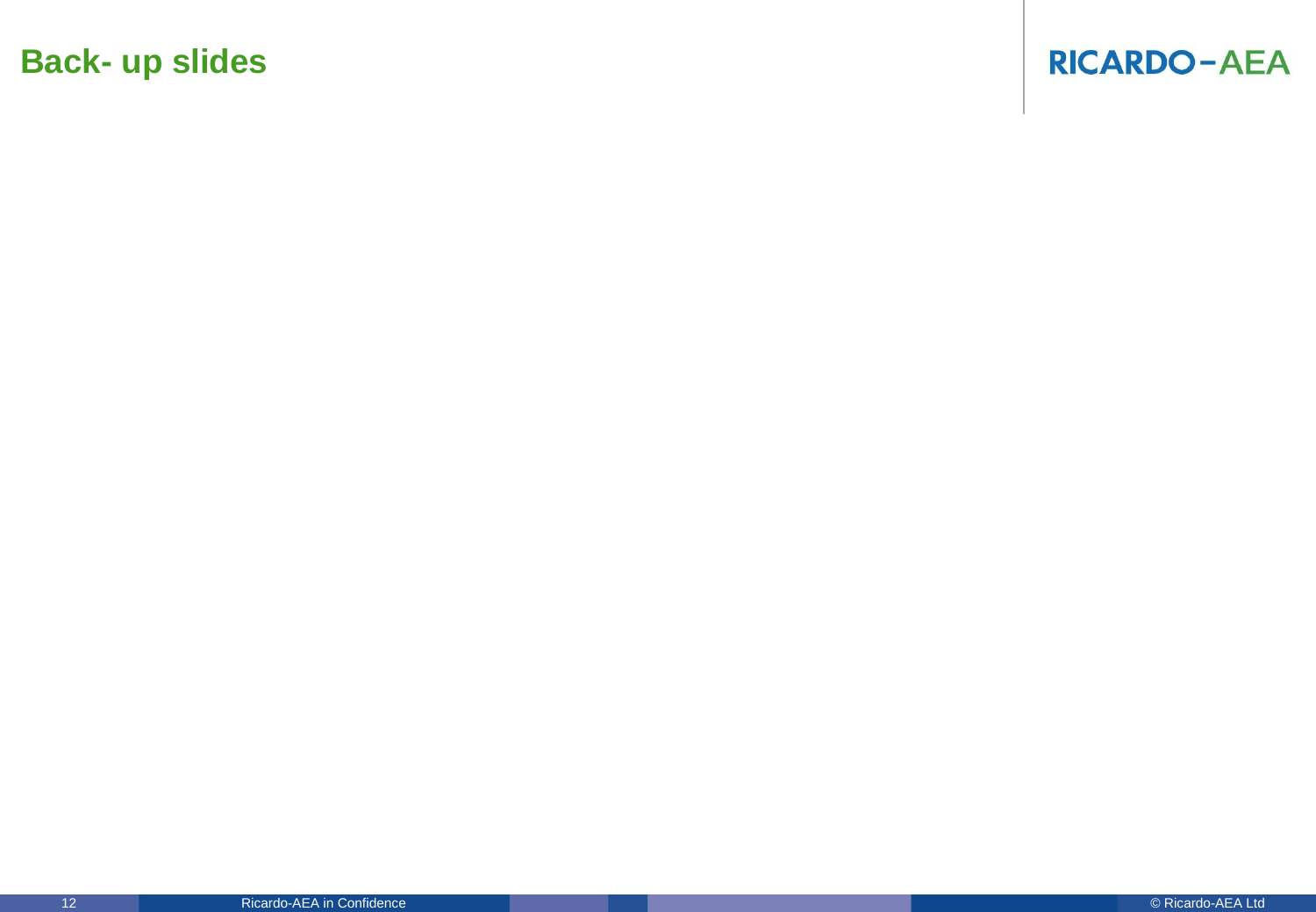# Back- up slides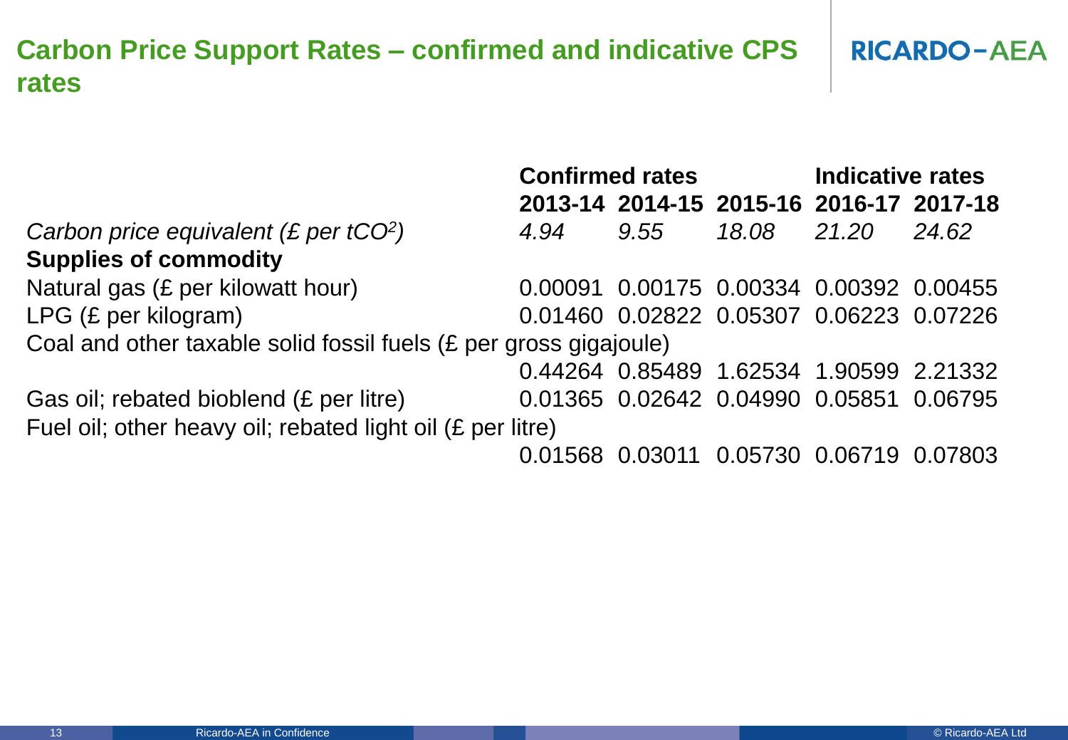# Carbon Price Support Rates – confirmed and indicative CPS rates

| | Confirmed rates | | | Indicative rates | |
|---|---|---|---|---|---|
| | **2013-14** | **2014-15** | **2015-16** | **2016-17** | **2017-18** |
| *Carbon price equivalent (£ per $tCO^2$)* | *4.94* | *9.55* | *18.08* | *21.20* | *24.62* |
| **Supplies of commodity** | | | | | |
| Natural gas (£ per kilowatt hour) | 0.00091 | 0.00175 | 0.00334 | 0.00392 | 0.00455 |
| LPG (£ per kilogram) | 0.01460 | 0.02822 | 0.05307 | 0.06223 | 0.07226 |
| Coal and other taxable solid fossil fuels (£ per gross gigajoule) | 0.44264 | 0.85489 | 1.62534 | 1.90599 | 2.21332 |
| Gas oil; rebated bioblend (£ per litre) | 0.01365 | 0.02642 | 0.04990 | 0.05851 | 0.06795 |
| Fuel oil; other heavy oil; rebated light oil (£ per litre) | 0.01568 | 0.03011 | 0.05730 | 0.06719 | 0.07803 |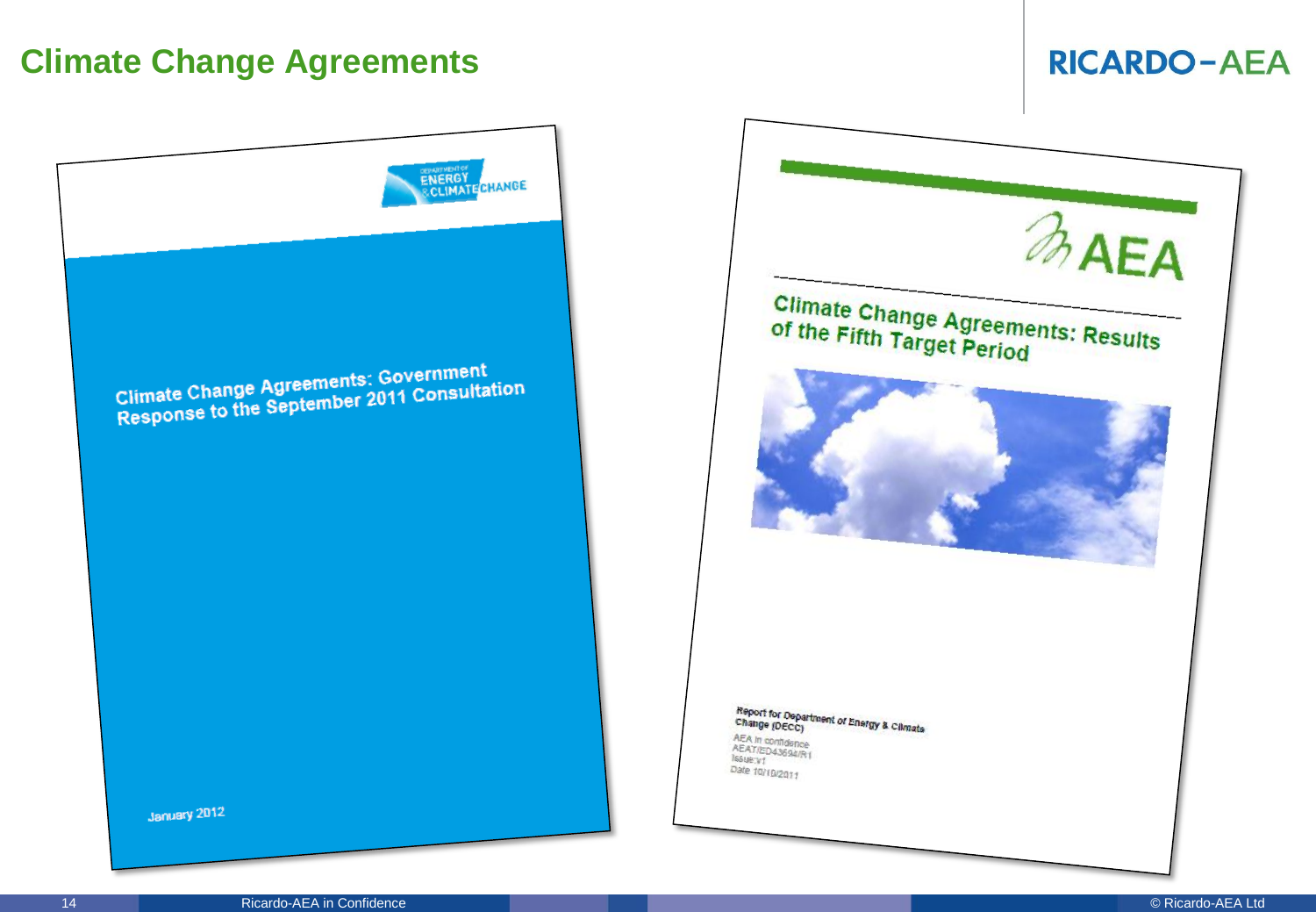# Climate Change Agreements

DEPARTMENT OF ENERGY & CLIMATE CHANGE

Climate Change Agreements: Government Response to the September 2011 Consultation

January 2012

AEA

Climate Change Agreements: Results of the Fifth Target Period

Report for Department of Energy & Climate Change (DECC)

AEA in confidence
AEAT/ED43694/R1
Issue: v1
Date 10/10/2011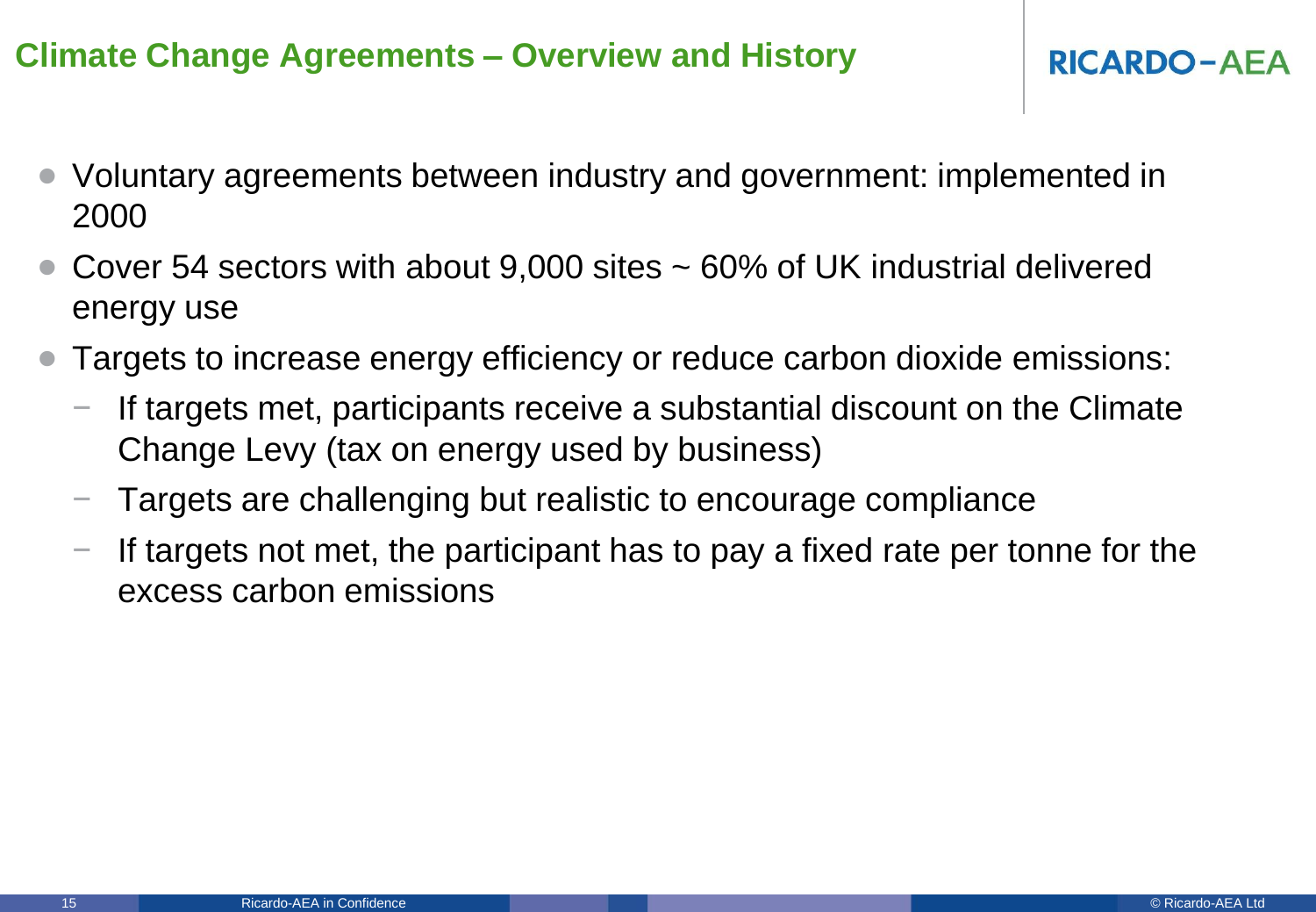# Climate Change Agreements – Overview and History

- Voluntary agreements between industry and government: implemented in 2000
- Cover 54 sectors with about 9,000 sites ~ 60% of UK industrial delivered energy use
- Targets to increase energy efficiency or reduce carbon dioxide emissions:
  - If targets met, participants receive a substantial discount on the Climate Change Levy (tax on energy used by business)
  - Targets are challenging but realistic to encourage compliance
  - If targets not met, the participant has to pay a fixed rate per tonne for the excess carbon emissions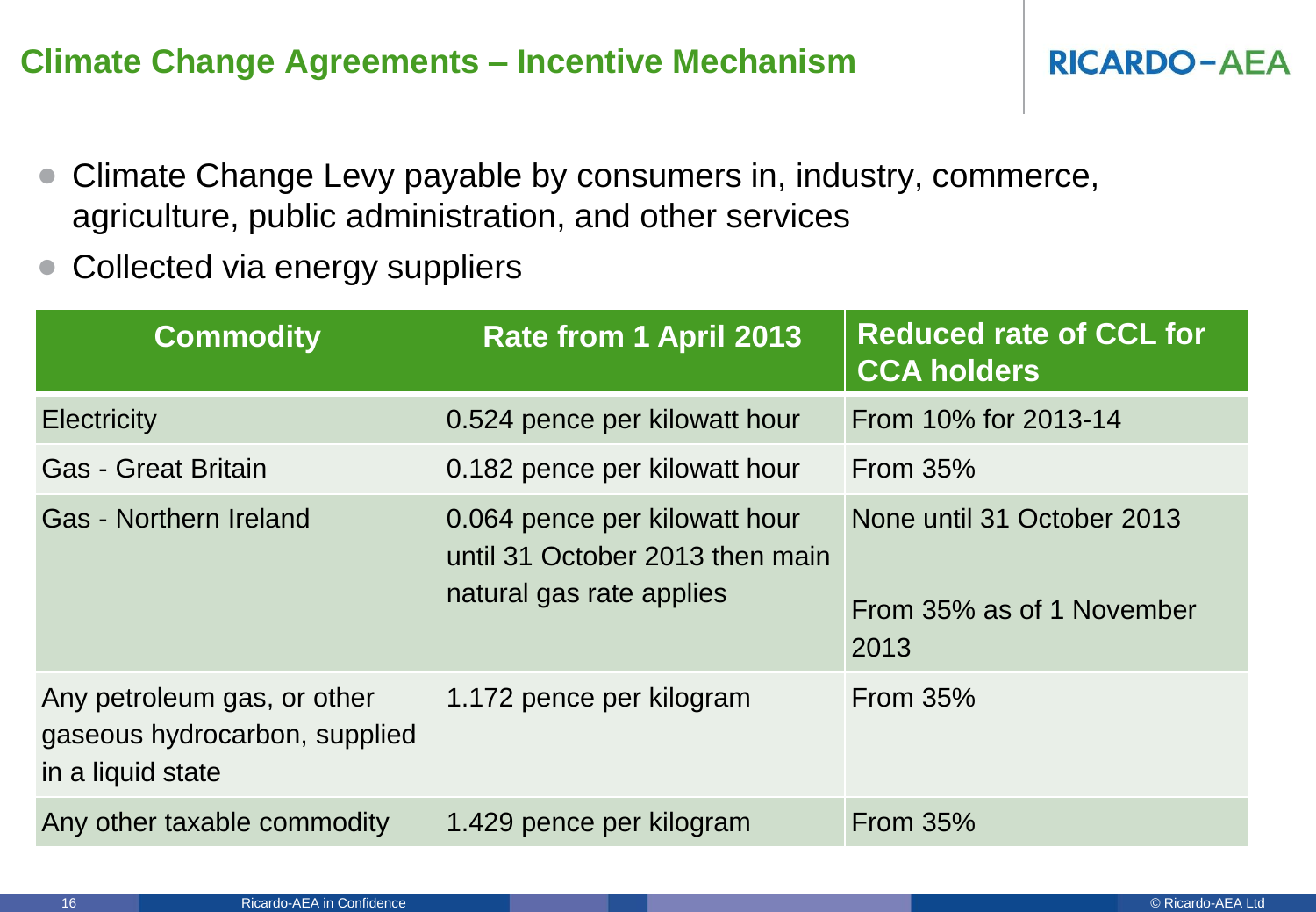# Climate Change Agreements – Incentive Mechanism

- Climate Change Levy payable by consumers in, industry, commerce, agriculture, public administration, and other services
- Collected via energy suppliers

| Commodity | Rate from 1 April 2013 | Reduced rate of CCL for CCA holders |
|---|---|---|
| Electricity | 0.524 pence per kilowatt hour | From 10% for 2013-14 |
| Gas - Great Britain | 0.182 pence per kilowatt hour | From 35% |
| Gas - Northern Ireland | 0.064 pence per kilowatt hour until 31 October 2013 then main natural gas rate applies | None until 31 October 2013<br><br>From 35% as of 1 November 2013 |
| Any petroleum gas, or other gaseous hydrocarbon, supplied in a liquid state | 1.172 pence per kilogram | From 35% |
| Any other taxable commodity | 1.429 pence per kilogram | From 35% |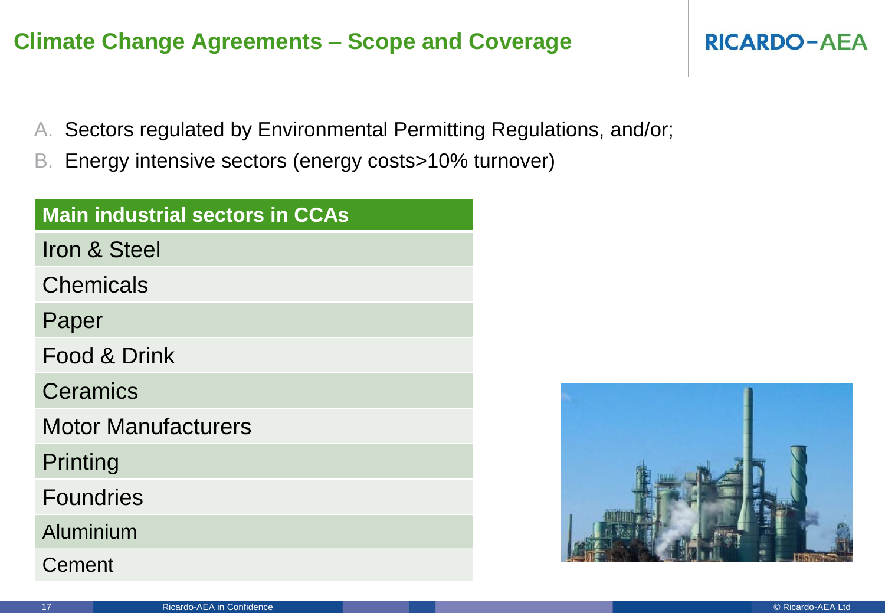# Climate Change Agreements – Scope and Coverage

A. Sectors regulated by Environmental Permitting Regulations, and/or;
B. Energy intensive sectors (energy costs>10% turnover)

| Main industrial sectors in CCAs |
| --- |
| Iron & Steel |
| Chemicals |
| Paper |
| Food & Drink |
| Ceramics |
| Motor Manufacturers |
| Printing |
| Foundries |
| Aluminium |
| Cement |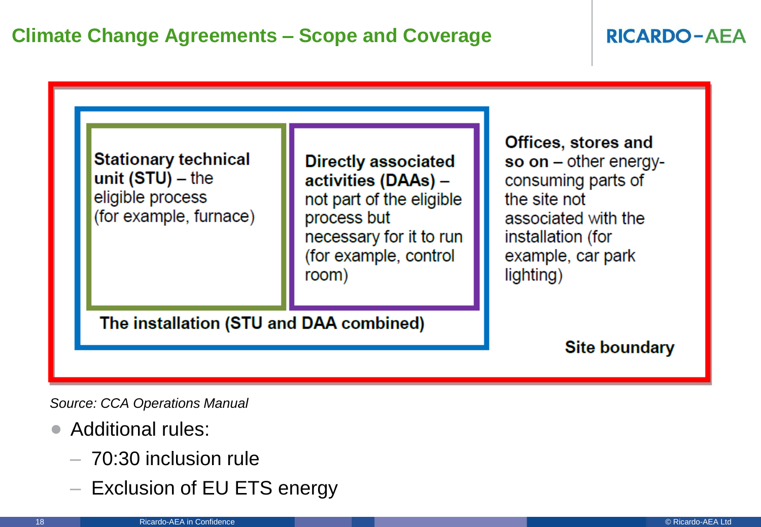# Climate Change Agreements – Scope and Coverage

**Stationary technical unit (STU)** – the eligible process (for example, furnace)

**Directly associated activities (DAAs)** – not part of the eligible process but necessary for it to run (for example, control room)

**The installation (STU and DAA combined)**

**Offices, stores and so on** – other energy-consuming parts of the site not associated with the installation (for example, car park lighting)

**Site boundary**

*Source: CCA Operations Manual*

- Additional rules:
  - 70:30 inclusion rule
  - Exclusion of EU ETS energy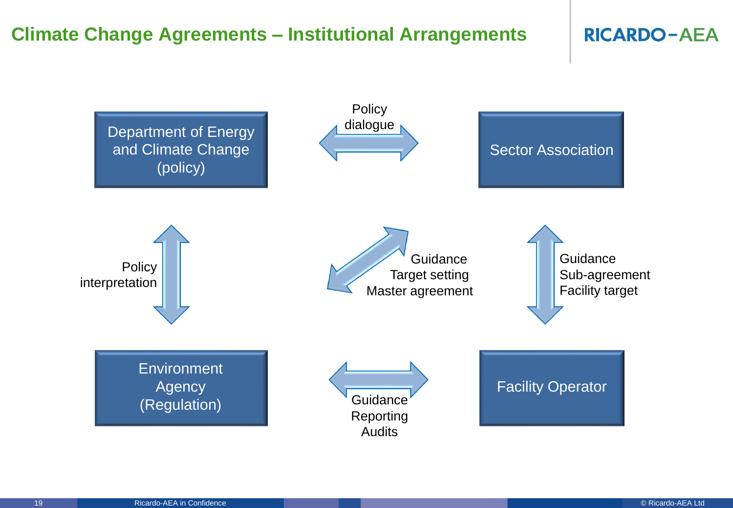# Climate Change Agreements – Institutional Arrangements

Department of Energy and Climate Change (policy)

Policy dialogue

Sector Association

Policy interpretation

Guidance
Target setting
Master agreement

Guidance
Sub-agreement
Facility target

Environment Agency (Regulation)

Guidance
Reporting
Audits

Facility Operator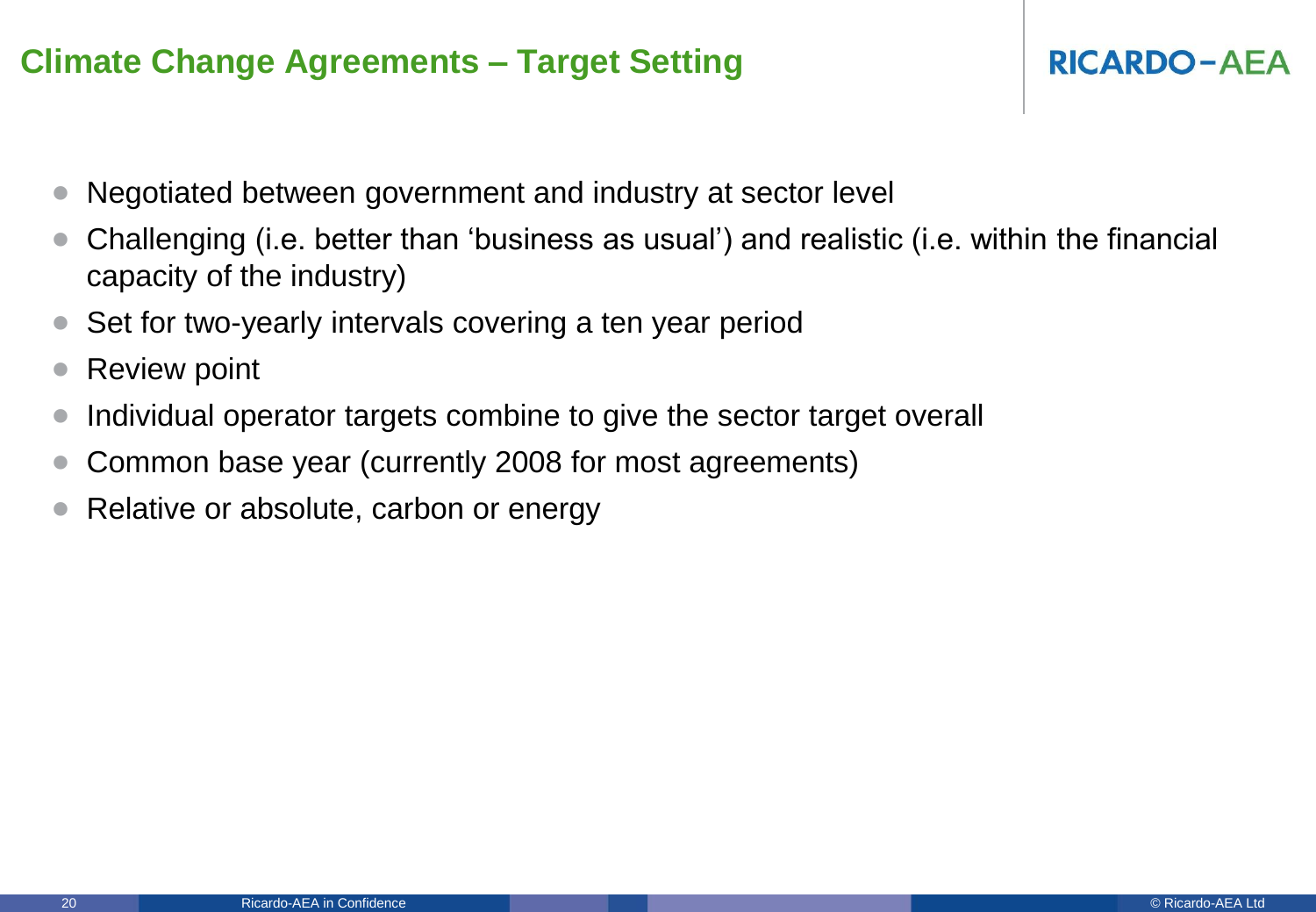# Climate Change Agreements – Target Setting

- Negotiated between government and industry at sector level
- Challenging (i.e. better than 'business as usual') and realistic (i.e. within the financial capacity of the industry)
- Set for two-yearly intervals covering a ten year period
- Review point
- Individual operator targets combine to give the sector target overall
- Common base year (currently 2008 for most agreements)
- Relative or absolute, carbon or energy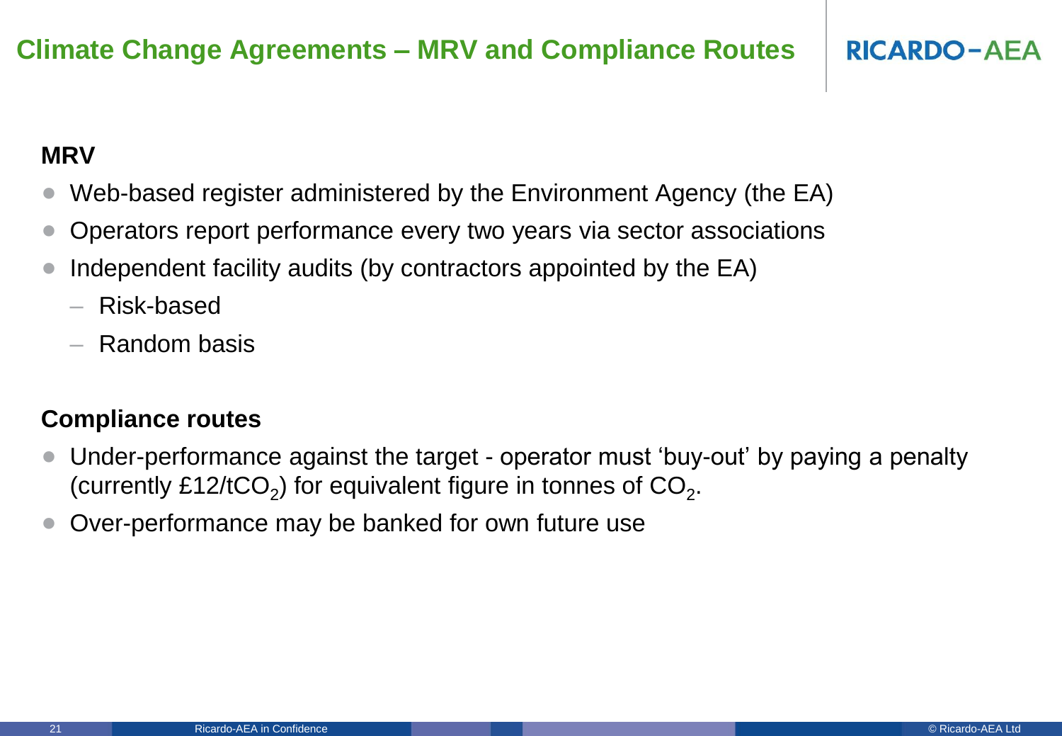# Climate Change Agreements – MRV and Compliance Routes

## MRV

- Web-based register administered by the Environment Agency (the EA)
- Operators report performance every two years via sector associations
- Independent facility audits (by contractors appointed by the EA)
  - Risk-based
  - Random basis

## Compliance routes

- Under-performance against the target - operator must ‘buy-out’ by paying a penalty (currently £12/t$CO_2$) for equivalent figure in tonnes of $CO_2$.
- Over-performance may be banked for own future use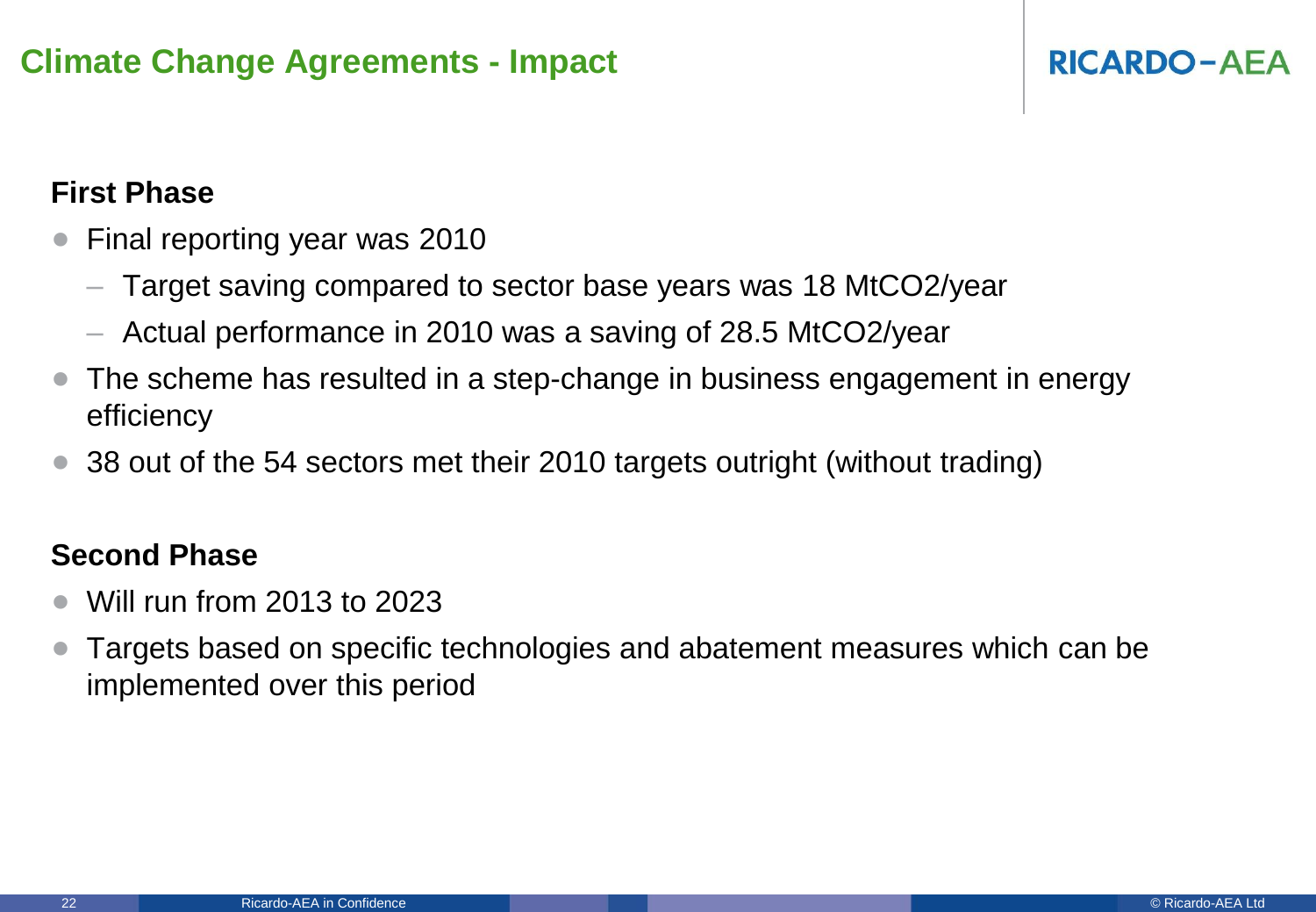# Climate Change Agreements - Impact

**First Phase**

- Final reporting year was 2010
  - Target saving compared to sector base years was 18 $MtCO_2$/year
  - Actual performance in 2010 was a saving of 28.5 $MtCO_2$/year
- The scheme has resulted in a step-change in business engagement in energy efficiency
- 38 out of the 54 sectors met their 2010 targets outright (without trading)

**Second Phase**

- Will run from 2013 to 2023
- Targets based on specific technologies and abatement measures which can be implemented over this period